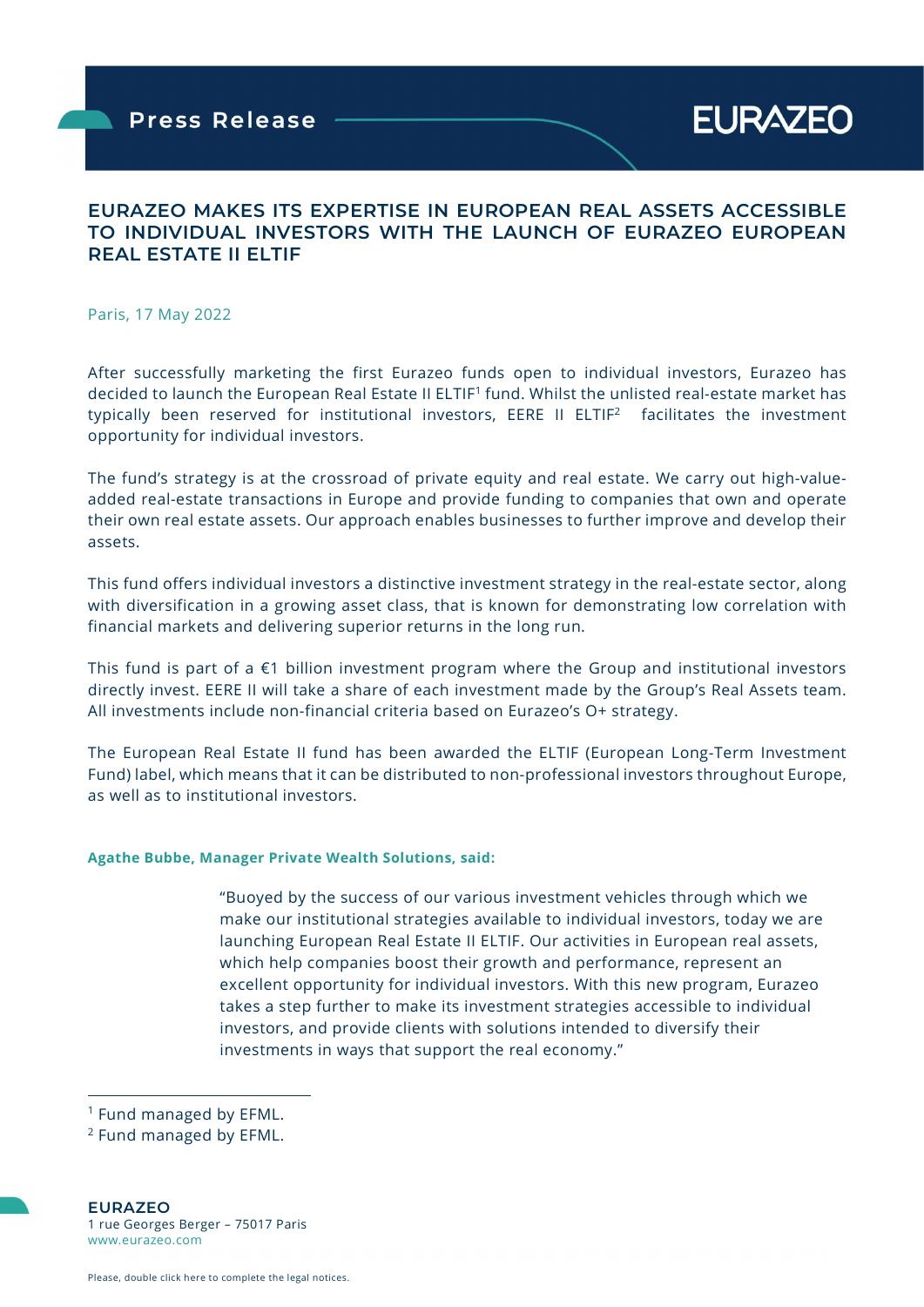Press Release

EURAZEO

# EURAZEO MAKES ITS EXPERTISE IN EUROPEAN REAL ASSETS ACCESSIBLE TO INDIVIDUAL INVESTORS WITH THE LAUNCH OF EURAZEO EUROPEAN REAL ESTATE II ELTIF

Paris, 17 May 2022

After successfully marketing the first Eurazeo funds open to individual investors, Eurazeo has decided to launch the European Real Estate II ELTIF[1] fund. Whilst the unlisted real-estate market has typically been reserved for institutional investors, EERE II ELTIF[2] facilitates the investment opportunity for individual investors.

The fund's strategy is at the crossroad of private equity and real estate. We carry out high-value-added real-estate transactions in Europe and provide funding to companies that own and operate their own real estate assets. Our approach enables businesses to further improve and develop their assets.

This fund offers individual investors a distinctive investment strategy in the real-estate sector, along with diversification in a growing asset class, that is known for demonstrating low correlation with financial markets and delivering superior returns in the long run.

This fund is part of a €1 billion investment program where the Group and institutional investors directly invest. EERE II will take a share of each investment made by the Group's Real Assets team. All investments include non-financial criteria based on Eurazeo's O+ strategy.

The European Real Estate II fund has been awarded the ELTIF (European Long-Term Investment Fund) label, which means that it can be distributed to non-professional investors throughout Europe, as well as to institutional investors.

**Agathe Bubbe, Manager Private Wealth Solutions, said:**

> "Buoyed by the success of our various investment vehicles through which we make our institutional strategies available to individual investors, today we are launching European Real Estate II ELTIF. Our activities in European real assets, which help companies boost their growth and performance, represent an excellent opportunity for individual investors. With this new program, Eurazeo takes a step further to make its investment strategies accessible to individual investors, and provide clients with solutions intended to diversify their investments in ways that support the real economy."

[1] Fund managed by EFML.

[2] Fund managed by EFML.

**EURAZEO**
1 rue Georges Berger – 75017 Paris
www.eurazeo.com

Please, double click here to complete the legal notices.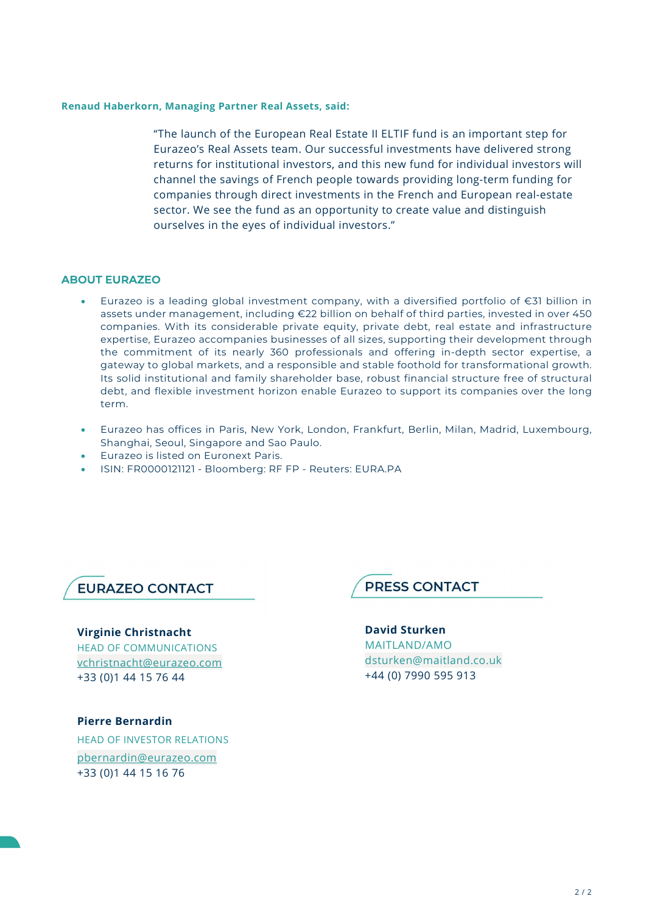**Renaud Haberkorn, Managing Partner Real Assets, said:**

> "The launch of the European Real Estate II ELTIF fund is an important step for Eurazeo's Real Assets team. Our successful investments have delivered strong returns for institutional investors, and this new fund for individual investors will channel the savings of French people towards providing long-term funding for companies through direct investments in the French and European real-estate sector. We see the fund as an opportunity to create value and distinguish ourselves in the eyes of individual investors."

## ABOUT EURAZEO

- Eurazeo is a leading global investment company, with a diversified portfolio of €31 billion in assets under management, including €22 billion on behalf of third parties, invested in over 450 companies. With its considerable private equity, private debt, real estate and infrastructure expertise, Eurazeo accompanies businesses of all sizes, supporting their development through the commitment of its nearly 360 professionals and offering in-depth sector expertise, a gateway to global markets, and a responsible and stable foothold for transformational growth. Its solid institutional and family shareholder base, robust financial structure free of structural debt, and flexible investment horizon enable Eurazeo to support its companies over the long term.

- Eurazeo has offices in Paris, New York, London, Frankfurt, Berlin, Milan, Madrid, Luxembourg, Shanghai, Seoul, Singapore and Sao Paulo.
- Eurazeo is listed on Euronext Paris.
- ISIN: FR0000121121 - Bloomberg: RF FP - Reuters: EURA.PA

## EURAZEO CONTACT

**Virginie Christnacht**
HEAD OF COMMUNICATIONS
vchristnacht@eurazeo.com
+33 (0)1 44 15 76 44

**Pierre Bernardin**
HEAD OF INVESTOR RELATIONS
pbernardin@eurazeo.com
+33 (0)1 44 15 16 76

## PRESS CONTACT

**David Sturken**
MAITLAND/AMO
dsturken@maitland.co.uk
+44 (0) 7990 595 913